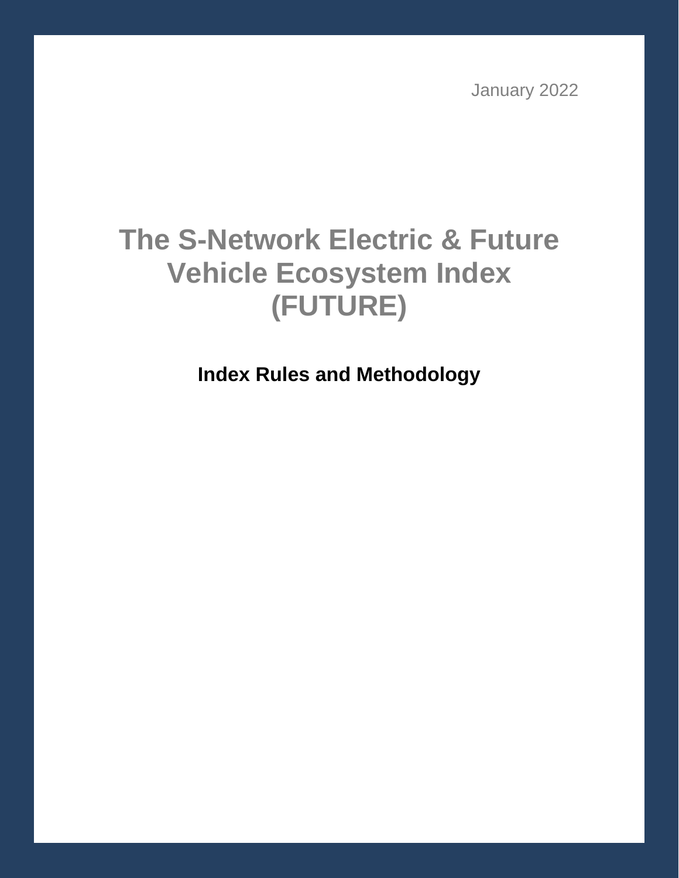January 2022

# The S-Network Electric & Future Vehicle Ecosystem Index (FUTURE)

**Index Rules and Methodology**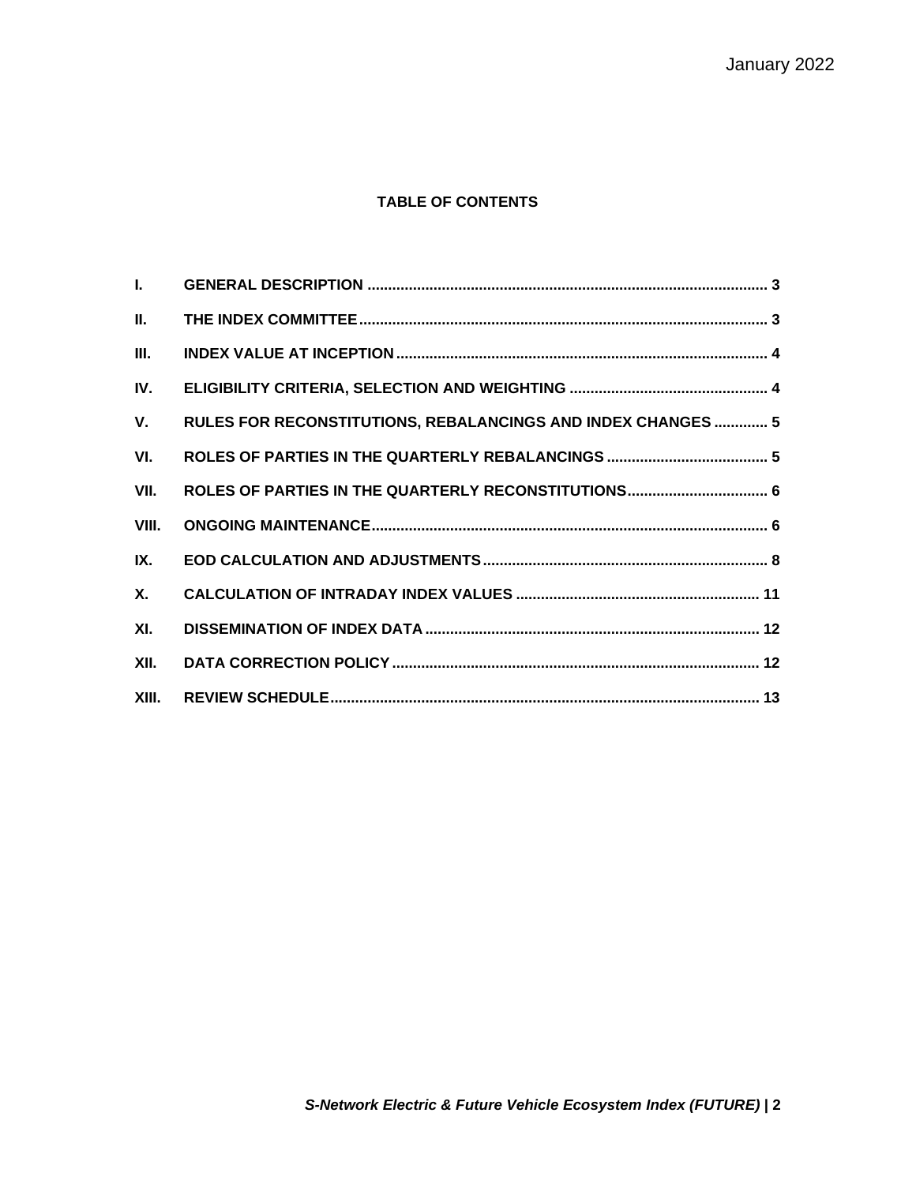**TABLE OF CONTENTS**

| | | |
|---|---|---|
| I. | GENERAL DESCRIPTION | 3 |
| II. | THE INDEX COMMITTEE | 3 |
| III. | INDEX VALUE AT INCEPTION | 4 |
| IV. | ELIGIBILITY CRITERIA, SELECTION AND WEIGHTING | 4 |
| V. | RULES FOR RECONSTITUTIONS, REBALANCINGS AND INDEX CHANGES | 5 |
| VI. | ROLES OF PARTIES IN THE QUARTERLY REBALANCINGS | 5 |
| VII. | ROLES OF PARTIES IN THE QUARTERLY RECONSTITUTIONS | 6 |
| VIII. | ONGOING MAINTENANCE | 6 |
| IX. | EOD CALCULATION AND ADJUSTMENTS | 8 |
| X. | CALCULATION OF INTRADAY INDEX VALUES | 11 |
| XI. | DISSEMINATION OF INDEX DATA | 12 |
| XII. | DATA CORRECTION POLICY | 12 |
| XIII. | REVIEW SCHEDULE | 13 |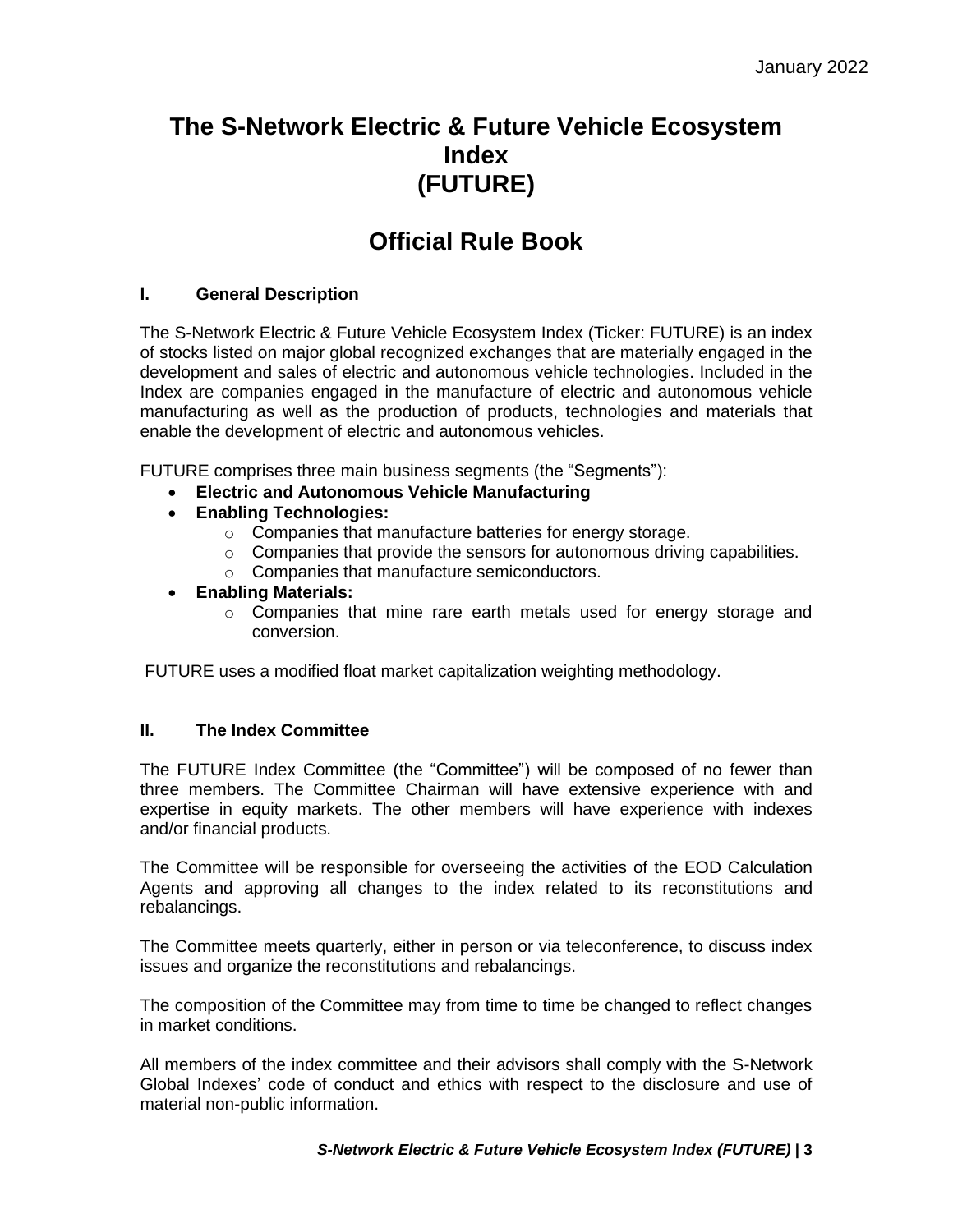January 2022

# The S-Network Electric & Future Vehicle Ecosystem Index (FUTURE)

# Official Rule Book

## I. General Description

The S-Network Electric & Future Vehicle Ecosystem Index (Ticker: FUTURE) is an index of stocks listed on major global recognized exchanges that are materially engaged in the development and sales of electric and autonomous vehicle technologies. Included in the Index are companies engaged in the manufacture of electric and autonomous vehicle manufacturing as well as the production of products, technologies and materials that enable the development of electric and autonomous vehicles.

FUTURE comprises three main business segments (the "Segments"):

- **Electric and Autonomous Vehicle Manufacturing**
- **Enabling Technologies:**
  - Companies that manufacture batteries for energy storage.
  - Companies that provide the sensors for autonomous driving capabilities.
  - Companies that manufacture semiconductors.
- **Enabling Materials:**
  - Companies that mine rare earth metals used for energy storage and conversion.

FUTURE uses a modified float market capitalization weighting methodology.

## II. The Index Committee

The FUTURE Index Committee (the "Committee") will be composed of no fewer than three members. The Committee Chairman will have extensive experience with and expertise in equity markets. The other members will have experience with indexes and/or financial products.

The Committee will be responsible for overseeing the activities of the EOD Calculation Agents and approving all changes to the index related to its reconstitutions and rebalancings.

The Committee meets quarterly, either in person or via teleconference, to discuss index issues and organize the reconstitutions and rebalancings.

The composition of the Committee may from time to time be changed to reflect changes in market conditions.

All members of the index committee and their advisors shall comply with the S-Network Global Indexes' code of conduct and ethics with respect to the disclosure and use of material non-public information.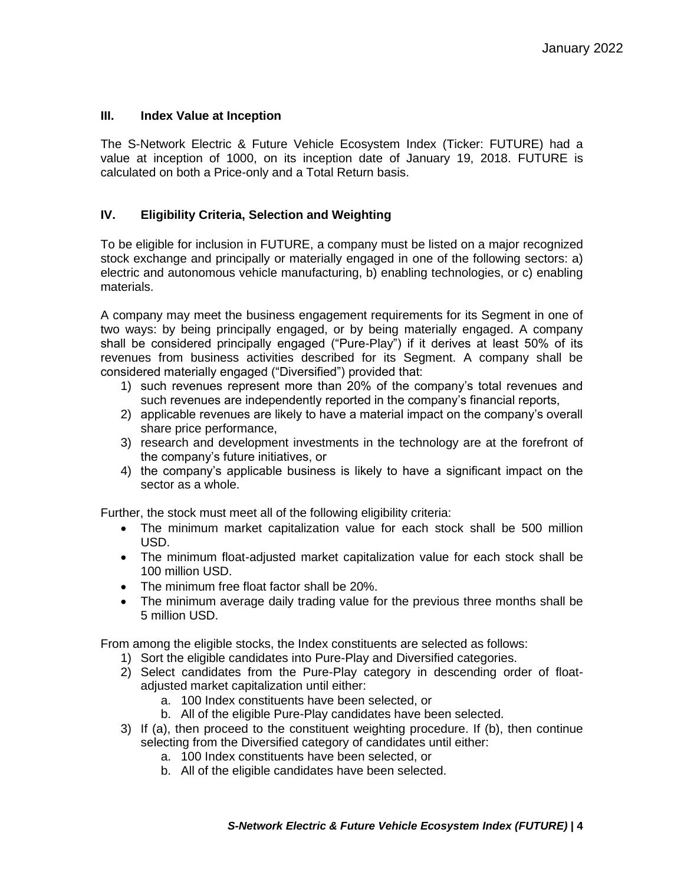## III. Index Value at Inception

The S-Network Electric & Future Vehicle Ecosystem Index (Ticker: FUTURE) had a value at inception of 1000, on its inception date of January 19, 2018. FUTURE is calculated on both a Price-only and a Total Return basis.

## IV. Eligibility Criteria, Selection and Weighting

To be eligible for inclusion in FUTURE, a company must be listed on a major recognized stock exchange and principally or materially engaged in one of the following sectors: a) electric and autonomous vehicle manufacturing, b) enabling technologies, or c) enabling materials.

A company may meet the business engagement requirements for its Segment in one of two ways: by being principally engaged, or by being materially engaged. A company shall be considered principally engaged ("Pure-Play") if it derives at least 50% of its revenues from business activities described for its Segment. A company shall be considered materially engaged ("Diversified") provided that:

1) such revenues represent more than 20% of the company's total revenues and such revenues are independently reported in the company's financial reports,
2) applicable revenues are likely to have a material impact on the company's overall share price performance,
3) research and development investments in the technology are at the forefront of the company's future initiatives, or
4) the company's applicable business is likely to have a significant impact on the sector as a whole.

Further, the stock must meet all of the following eligibility criteria:

- The minimum market capitalization value for each stock shall be 500 million USD.
- The minimum float-adjusted market capitalization value for each stock shall be 100 million USD.
- The minimum free float factor shall be 20%.
- The minimum average daily trading value for the previous three months shall be 5 million USD.

From among the eligible stocks, the Index constituents are selected as follows:

1) Sort the eligible candidates into Pure-Play and Diversified categories.
2) Select candidates from the Pure-Play category in descending order of float-adjusted market capitalization until either:
    a. 100 Index constituents have been selected, or
    b. All of the eligible Pure-Play candidates have been selected.
3) If (a), then proceed to the constituent weighting procedure. If (b), then continue selecting from the Diversified category of candidates until either:
    a. 100 Index constituents have been selected, or
    b. All of the eligible candidates have been selected.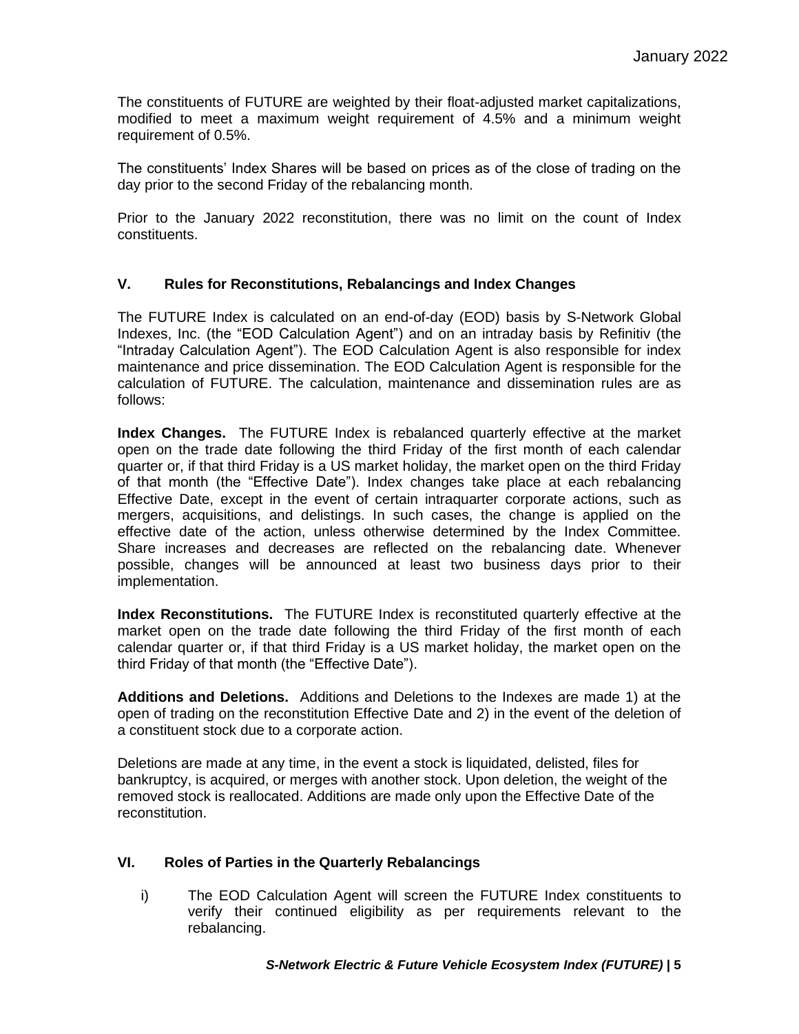The constituents of FUTURE are weighted by their float-adjusted market capitalizations, modified to meet a maximum weight requirement of 4.5% and a minimum weight requirement of 0.5%.

The constituents' Index Shares will be based on prices as of the close of trading on the day prior to the second Friday of the rebalancing month.

Prior to the January 2022 reconstitution, there was no limit on the count of Index constituents.

## V. Rules for Reconstitutions, Rebalancings and Index Changes

The FUTURE Index is calculated on an end-of-day (EOD) basis by S-Network Global Indexes, Inc. (the "EOD Calculation Agent") and on an intraday basis by Refinitiv (the "Intraday Calculation Agent"). The EOD Calculation Agent is also responsible for index maintenance and price dissemination. The EOD Calculation Agent is responsible for the calculation of FUTURE. The calculation, maintenance and dissemination rules are as follows:

**Index Changes.** The FUTURE Index is rebalanced quarterly effective at the market open on the trade date following the third Friday of the first month of each calendar quarter or, if that third Friday is a US market holiday, the market open on the third Friday of that month (the "Effective Date"). Index changes take place at each rebalancing Effective Date, except in the event of certain intraquarter corporate actions, such as mergers, acquisitions, and delistings. In such cases, the change is applied on the effective date of the action, unless otherwise determined by the Index Committee. Share increases and decreases are reflected on the rebalancing date. Whenever possible, changes will be announced at least two business days prior to their implementation.

**Index Reconstitutions.** The FUTURE Index is reconstituted quarterly effective at the market open on the trade date following the third Friday of the first month of each calendar quarter or, if that third Friday is a US market holiday, the market open on the third Friday of that month (the "Effective Date").

**Additions and Deletions.** Additions and Deletions to the Indexes are made 1) at the open of trading on the reconstitution Effective Date and 2) in the event of the deletion of a constituent stock due to a corporate action.

Deletions are made at any time, in the event a stock is liquidated, delisted, files for bankruptcy, is acquired, or merges with another stock. Upon deletion, the weight of the removed stock is reallocated. Additions are made only upon the Effective Date of the reconstitution.

## VI. Roles of Parties in the Quarterly Rebalancings

i) The EOD Calculation Agent will screen the FUTURE Index constituents to verify their continued eligibility as per requirements relevant to the rebalancing.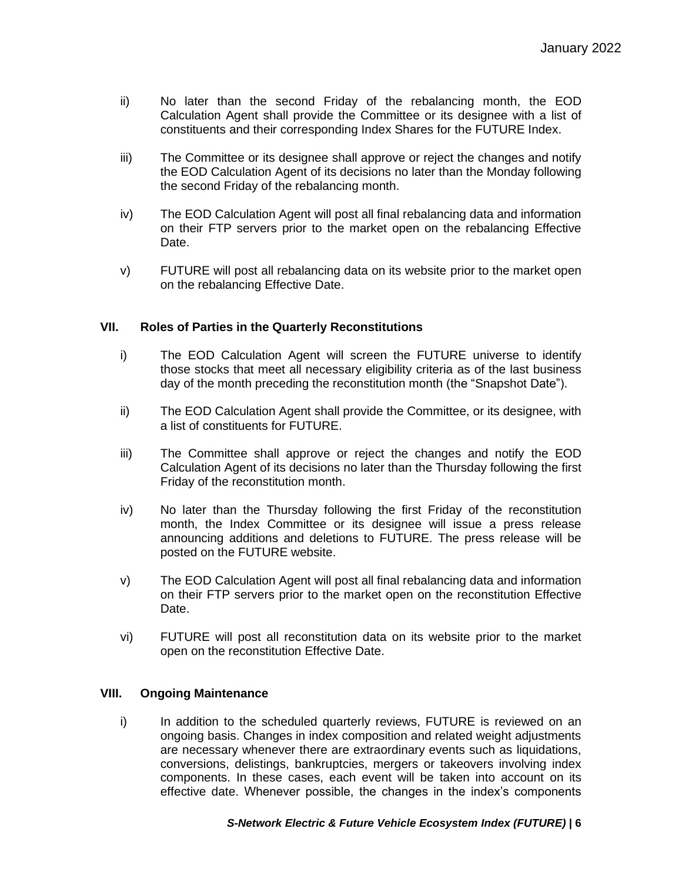ii) No later than the second Friday of the rebalancing month, the EOD Calculation Agent shall provide the Committee or its designee with a list of constituents and their corresponding Index Shares for the FUTURE Index.

iii) The Committee or its designee shall approve or reject the changes and notify the EOD Calculation Agent of its decisions no later than the Monday following the second Friday of the rebalancing month.

iv) The EOD Calculation Agent will post all final rebalancing data and information on their FTP servers prior to the market open on the rebalancing Effective Date.

v) FUTURE will post all rebalancing data on its website prior to the market open on the rebalancing Effective Date.

## VII. Roles of Parties in the Quarterly Reconstitutions

i) The EOD Calculation Agent will screen the FUTURE universe to identify those stocks that meet all necessary eligibility criteria as of the last business day of the month preceding the reconstitution month (the "Snapshot Date").

ii) The EOD Calculation Agent shall provide the Committee, or its designee, with a list of constituents for FUTURE.

iii) The Committee shall approve or reject the changes and notify the EOD Calculation Agent of its decisions no later than the Thursday following the first Friday of the reconstitution month.

iv) No later than the Thursday following the first Friday of the reconstitution month, the Index Committee or its designee will issue a press release announcing additions and deletions to FUTURE. The press release will be posted on the FUTURE website.

v) The EOD Calculation Agent will post all final rebalancing data and information on their FTP servers prior to the market open on the reconstitution Effective Date.

vi) FUTURE will post all reconstitution data on its website prior to the market open on the reconstitution Effective Date.

## VIII. Ongoing Maintenance

i) In addition to the scheduled quarterly reviews, FUTURE is reviewed on an ongoing basis. Changes in index composition and related weight adjustments are necessary whenever there are extraordinary events such as liquidations, conversions, delistings, bankruptcies, mergers or takeovers involving index components. In these cases, each event will be taken into account on its effective date. Whenever possible, the changes in the index's components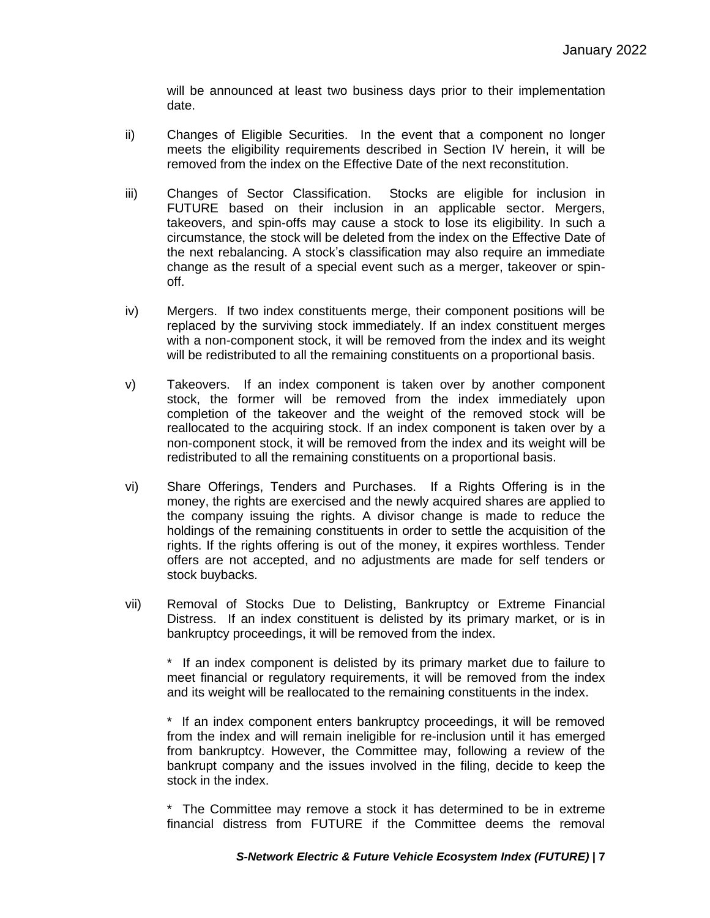will be announced at least two business days prior to their implementation date.

ii) Changes of Eligible Securities. In the event that a component no longer meets the eligibility requirements described in Section IV herein, it will be removed from the index on the Effective Date of the next reconstitution.

iii) Changes of Sector Classification. Stocks are eligible for inclusion in FUTURE based on their inclusion in an applicable sector. Mergers, takeovers, and spin-offs may cause a stock to lose its eligibility. In such a circumstance, the stock will be deleted from the index on the Effective Date of the next rebalancing. A stock's classification may also require an immediate change as the result of a special event such as a merger, takeover or spin-off.

iv) Mergers. If two index constituents merge, their component positions will be replaced by the surviving stock immediately. If an index constituent merges with a non-component stock, it will be removed from the index and its weight will be redistributed to all the remaining constituents on a proportional basis.

v) Takeovers. If an index component is taken over by another component stock, the former will be removed from the index immediately upon completion of the takeover and the weight of the removed stock will be reallocated to the acquiring stock. If an index component is taken over by a non-component stock, it will be removed from the index and its weight will be redistributed to all the remaining constituents on a proportional basis.

vi) Share Offerings, Tenders and Purchases. If a Rights Offering is in the money, the rights are exercised and the newly acquired shares are applied to the company issuing the rights. A divisor change is made to reduce the holdings of the remaining constituents in order to settle the acquisition of the rights. If the rights offering is out of the money, it expires worthless. Tender offers are not accepted, and no adjustments are made for self tenders or stock buybacks.

vii) Removal of Stocks Due to Delisting, Bankruptcy or Extreme Financial Distress. If an index constituent is delisted by its primary market, or is in bankruptcy proceedings, it will be removed from the index.

* If an index component is delisted by its primary market due to failure to meet financial or regulatory requirements, it will be removed from the index and its weight will be reallocated to the remaining constituents in the index.

* If an index component enters bankruptcy proceedings, it will be removed from the index and will remain ineligible for re-inclusion until it has emerged from bankruptcy. However, the Committee may, following a review of the bankrupt company and the issues involved in the filing, decide to keep the stock in the index.

* The Committee may remove a stock it has determined to be in extreme financial distress from FUTURE if the Committee deems the removal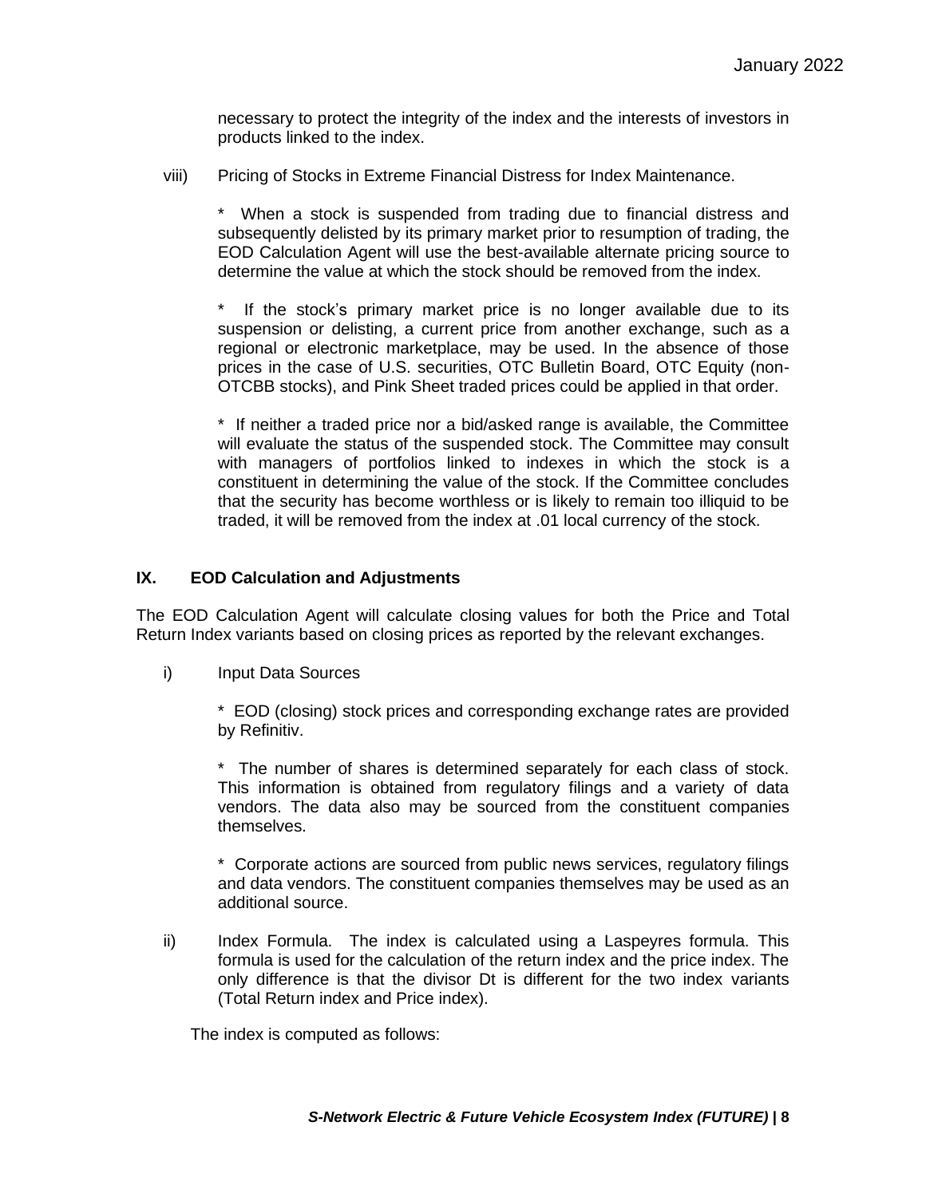necessary to protect the integrity of the index and the interests of investors in products linked to the index.

viii) Pricing of Stocks in Extreme Financial Distress for Index Maintenance.

* When a stock is suspended from trading due to financial distress and subsequently delisted by its primary market prior to resumption of trading, the EOD Calculation Agent will use the best-available alternate pricing source to determine the value at which the stock should be removed from the index.

* If the stock's primary market price is no longer available due to its suspension or delisting, a current price from another exchange, such as a regional or electronic marketplace, may be used. In the absence of those prices in the case of U.S. securities, OTC Bulletin Board, OTC Equity (non-OTCBB stocks), and Pink Sheet traded prices could be applied in that order.

* If neither a traded price nor a bid/asked range is available, the Committee will evaluate the status of the suspended stock. The Committee may consult with managers of portfolios linked to indexes in which the stock is a constituent in determining the value of the stock. If the Committee concludes that the security has become worthless or is likely to remain too illiquid to be traded, it will be removed from the index at .01 local currency of the stock.

## IX. EOD Calculation and Adjustments

The EOD Calculation Agent will calculate closing values for both the Price and Total Return Index variants based on closing prices as reported by the relevant exchanges.

i) Input Data Sources

* EOD (closing) stock prices and corresponding exchange rates are provided by Refinitiv.

* The number of shares is determined separately for each class of stock. This information is obtained from regulatory filings and a variety of data vendors. The data also may be sourced from the constituent companies themselves.

* Corporate actions are sourced from public news services, regulatory filings and data vendors. The constituent companies themselves may be used as an additional source.

ii) Index Formula. The index is calculated using a Laspeyres formula. This formula is used for the calculation of the return index and the price index. The only difference is that the divisor $D_t$ is different for the two index variants (Total Return index and Price index).

The index is computed as follows: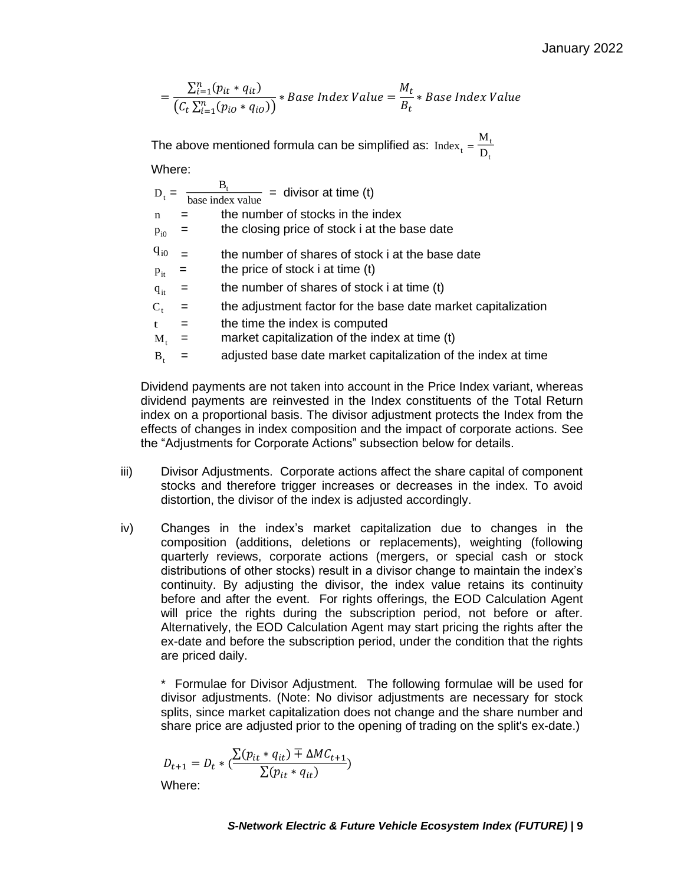$$= \frac{\sum_{i=1}^{n}(p_{it} * q_{it})}{\left(C_t \sum_{i=1}^{n}(p_{iO} * q_{iO})\right)} * Base\ Index\ Value = \frac{M_t}{B_t} * Base\ Index\ Value$$

The above mentioned formula can be simplified as: $\text{Index}_t = \frac{M_t}{D_t}$

Where:

$D_t = \frac{B_t}{\text{base index value}}$ = divisor at time (t)

$n$ = the number of stocks in the index

$p_{i0}$ = the closing price of stock i at the base date

$q_{i0}$ = the number of shares of stock i at the base date

$p_{it}$ = the price of stock i at time (t)

$q_{it}$ = the number of shares of stock i at time (t)

$C_t$ = the adjustment factor for the base date market capitalization

$t$ = the time the index is computed

$M_t$ = market capitalization of the index at time (t)

$B_t$ = adjusted base date market capitalization of the index at time

Dividend payments are not taken into account in the Price Index variant, whereas dividend payments are reinvested in the Index constituents of the Total Return index on a proportional basis. The divisor adjustment protects the Index from the effects of changes in index composition and the impact of corporate actions. See the "Adjustments for Corporate Actions" subsection below for details.

iii) Divisor Adjustments. Corporate actions affect the share capital of component stocks and therefore trigger increases or decreases in the index. To avoid distortion, the divisor of the index is adjusted accordingly.

iv) Changes in the index's market capitalization due to changes in the composition (additions, deletions or replacements), weighting (following quarterly reviews, corporate actions (mergers, or special cash or stock distributions of other stocks) result in a divisor change to maintain the index's continuity. By adjusting the divisor, the index value retains its continuity before and after the event. For rights offerings, the EOD Calculation Agent will price the rights during the subscription period, not before or after. Alternatively, the EOD Calculation Agent may start pricing the rights after the ex-date and before the subscription period, under the condition that the rights are priced daily.

\* Formulae for Divisor Adjustment. The following formulae will be used for divisor adjustments. (Note: No divisor adjustments are necessary for stock splits, since market capitalization does not change and the share number and share price are adjusted prior to the opening of trading on the split's ex-date.)

$$D_{t+1} = D_t * \left(\frac{\sum(p_{it} * q_{it}) \mp \Delta MC_{t+1}}{\sum(p_{it} * q_{it})}\right)$$

Where: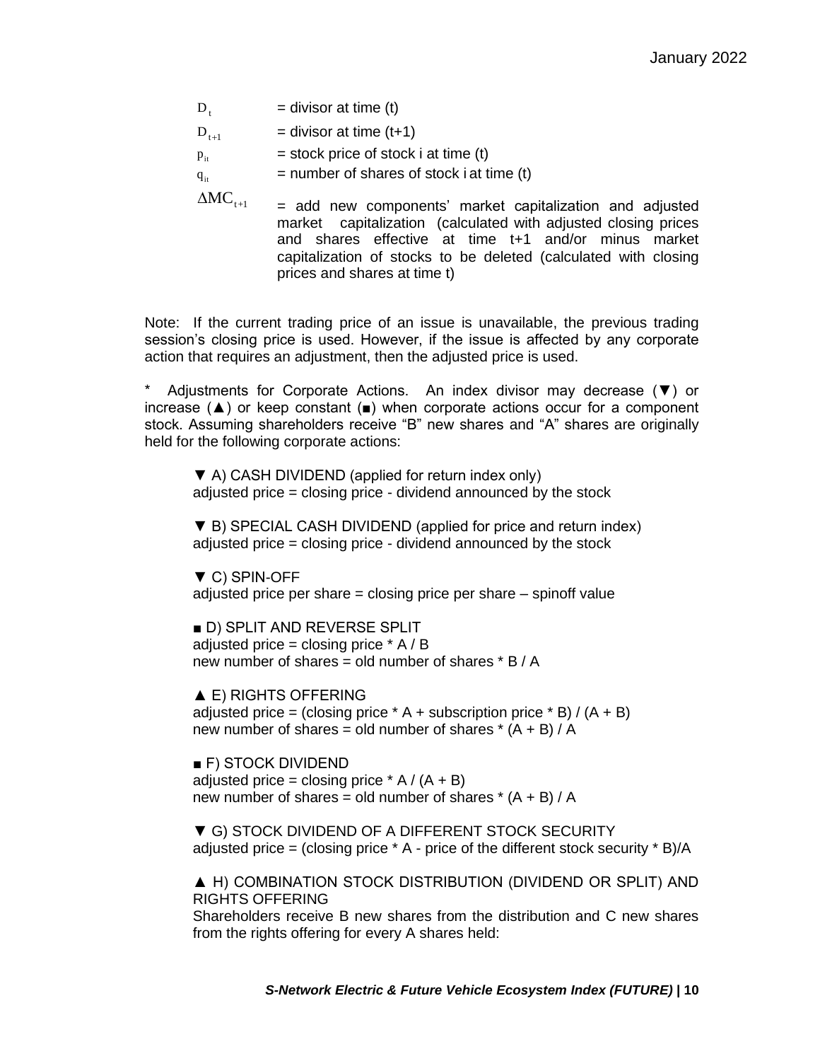$D_t$ = divisor at time (t)

$D_{t+1}$ = divisor at time (t+1)

$p_{it}$ = stock price of stock i at time (t)

$q_{it}$ = number of shares of stock i at time (t)

$\Delta MC_{t+1}$ = add new components' market capitalization and adjusted market capitalization (calculated with adjusted closing prices and shares effective at time t+1 and/or minus market capitalization of stocks to be deleted (calculated with closing prices and shares at time t)

Note: If the current trading price of an issue is unavailable, the previous trading session's closing price is used. However, if the issue is affected by any corporate action that requires an adjustment, then the adjusted price is used.

\* Adjustments for Corporate Actions. An index divisor may decrease (▼) or increase (▲) or keep constant (■) when corporate actions occur for a component stock. Assuming shareholders receive "B" new shares and "A" shares are originally held for the following corporate actions:

▼ A) CASH DIVIDEND (applied for return index only)
adjusted price = closing price - dividend announced by the stock

▼ B) SPECIAL CASH DIVIDEND (applied for price and return index)
adjusted price = closing price - dividend announced by the stock

▼ C) SPIN-OFF
adjusted price per share = closing price per share – spinoff value

■ D) SPLIT AND REVERSE SPLIT
adjusted price = closing price * A / B
new number of shares = old number of shares * B / A

▲ E) RIGHTS OFFERING
adjusted price = (closing price * A + subscription price * B) / (A + B)
new number of shares = old number of shares * (A + B) / A

■ F) STOCK DIVIDEND
adjusted price = closing price * A / (A + B)
new number of shares = old number of shares * (A + B) / A

▼ G) STOCK DIVIDEND OF A DIFFERENT STOCK SECURITY
adjusted price = (closing price * A - price of the different stock security * B)/A

▲ H) COMBINATION STOCK DISTRIBUTION (DIVIDEND OR SPLIT) AND RIGHTS OFFERING
Shareholders receive B new shares from the distribution and C new shares from the rights offering for every A shares held: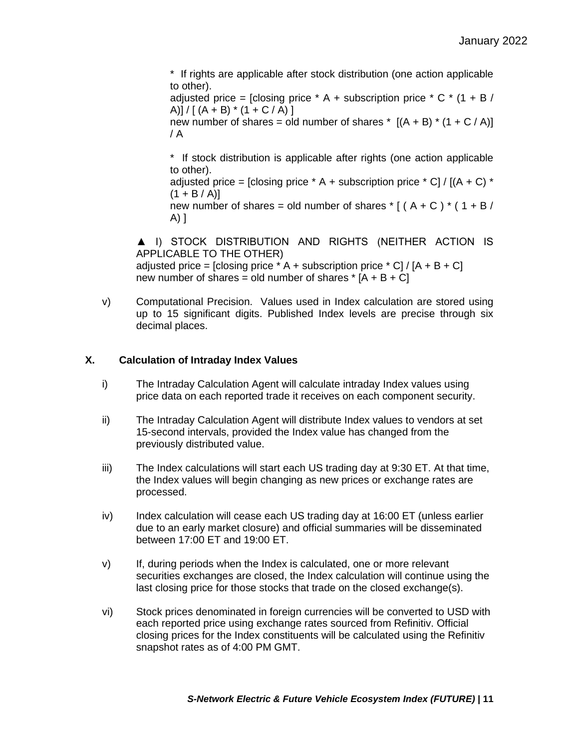* If rights are applicable after stock distribution (one action applicable to other).
adjusted price = [closing price * A + subscription price * C * (1 + B / A)] / [ (A + B) * (1 + C / A) ]
new number of shares = old number of shares * [(A + B) * (1 + C / A)] / A

* If stock distribution is applicable after rights (one action applicable to other).
adjusted price = [closing price * A + subscription price * C] / [(A + C) * (1 + B / A)]
new number of shares = old number of shares * [ ( A + C ) * ( 1 + B / A) ]

▲ I) STOCK DISTRIBUTION AND RIGHTS (NEITHER ACTION IS APPLICABLE TO THE OTHER)
adjusted price = [closing price * A + subscription price * C] / [A + B + C]
new number of shares = old number of shares * [A + B + C]

v) Computational Precision. Values used in Index calculation are stored using up to 15 significant digits. Published Index levels are precise through six decimal places.

## X. Calculation of Intraday Index Values

i) The Intraday Calculation Agent will calculate intraday Index values using price data on each reported trade it receives on each component security.

ii) The Intraday Calculation Agent will distribute Index values to vendors at set 15-second intervals, provided the Index value has changed from the previously distributed value.

iii) The Index calculations will start each US trading day at 9:30 ET. At that time, the Index values will begin changing as new prices or exchange rates are processed.

iv) Index calculation will cease each US trading day at 16:00 ET (unless earlier due to an early market closure) and official summaries will be disseminated between 17:00 ET and 19:00 ET.

v) If, during periods when the Index is calculated, one or more relevant securities exchanges are closed, the Index calculation will continue using the last closing price for those stocks that trade on the closed exchange(s).

vi) Stock prices denominated in foreign currencies will be converted to USD with each reported price using exchange rates sourced from Refinitiv. Official closing prices for the Index constituents will be calculated using the Refinitiv snapshot rates as of 4:00 PM GMT.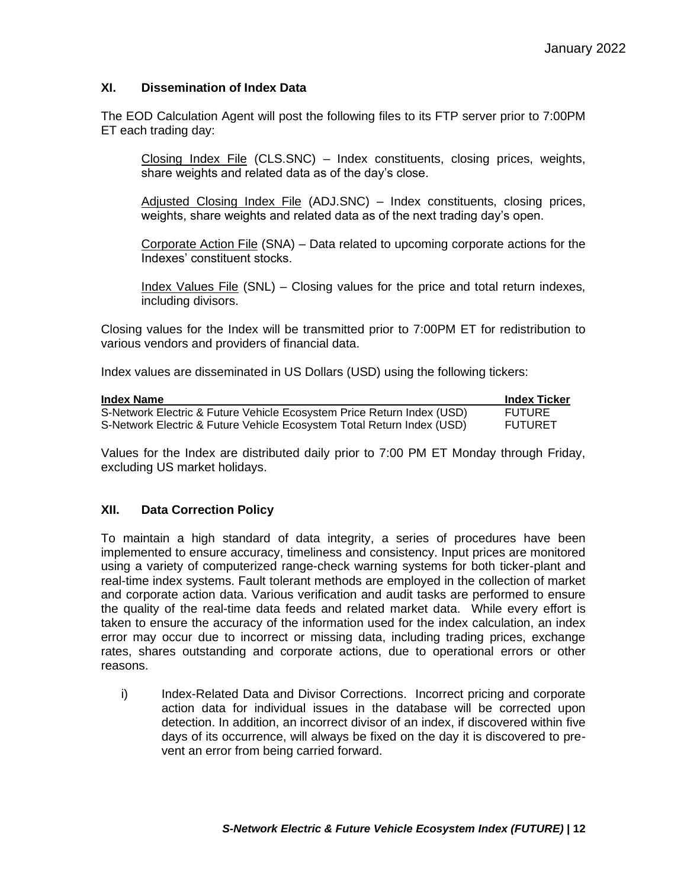## XI. Dissemination of Index Data

The EOD Calculation Agent will post the following files to its FTP server prior to 7:00PM ET each trading day:

Closing Index File (CLS.SNC) – Index constituents, closing prices, weights, share weights and related data as of the day's close.

Adjusted Closing Index File (ADJ.SNC) – Index constituents, closing prices, weights, share weights and related data as of the next trading day's open.

Corporate Action File (SNA) – Data related to upcoming corporate actions for the Indexes' constituent stocks.

Index Values File (SNL) – Closing values for the price and total return indexes, including divisors.

Closing values for the Index will be transmitted prior to 7:00PM ET for redistribution to various vendors and providers of financial data.

Index values are disseminated in US Dollars (USD) using the following tickers:

| Index Name | Index Ticker |
|---|---|
| S-Network Electric & Future Vehicle Ecosystem Price Return Index (USD) | FUTURE |
| S-Network Electric & Future Vehicle Ecosystem Total Return Index (USD) | FUTURET |

Values for the Index are distributed daily prior to 7:00 PM ET Monday through Friday, excluding US market holidays.

## XII. Data Correction Policy

To maintain a high standard of data integrity, a series of procedures have been implemented to ensure accuracy, timeliness and consistency. Input prices are monitored using a variety of computerized range-check warning systems for both ticker-plant and real-time index systems. Fault tolerant methods are employed in the collection of market and corporate action data. Various verification and audit tasks are performed to ensure the quality of the real-time data feeds and related market data. While every effort is taken to ensure the accuracy of the information used for the index calculation, an index error may occur due to incorrect or missing data, including trading prices, exchange rates, shares outstanding and corporate actions, due to operational errors or other reasons.

i) Index-Related Data and Divisor Corrections. Incorrect pricing and corporate action data for individual issues in the database will be corrected upon detection. In addition, an incorrect divisor of an index, if discovered within five days of its occurrence, will always be fixed on the day it is discovered to prevent an error from being carried forward.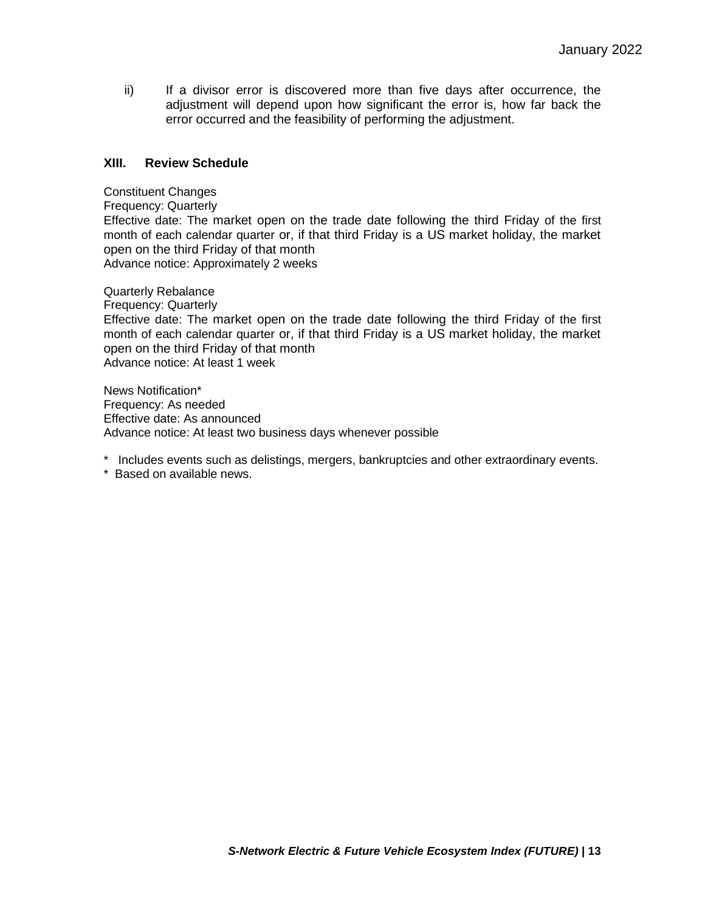ii) If a divisor error is discovered more than five days after occurrence, the adjustment will depend upon how significant the error is, how far back the error occurred and the feasibility of performing the adjustment.

## XIII. Review Schedule

Constituent Changes
Frequency: Quarterly
Effective date: The market open on the trade date following the third Friday of the first month of each calendar quarter or, if that third Friday is a US market holiday, the market open on the third Friday of that month
Advance notice: Approximately 2 weeks

Quarterly Rebalance
Frequency: Quarterly
Effective date: The market open on the trade date following the third Friday of the first month of each calendar quarter or, if that third Friday is a US market holiday, the market open on the third Friday of that month
Advance notice: At least 1 week

News Notification*
Frequency: As needed
Effective date: As announced
Advance notice: At least two business days whenever possible

\* Includes events such as delistings, mergers, bankruptcies and other extraordinary events.
\* Based on available news.